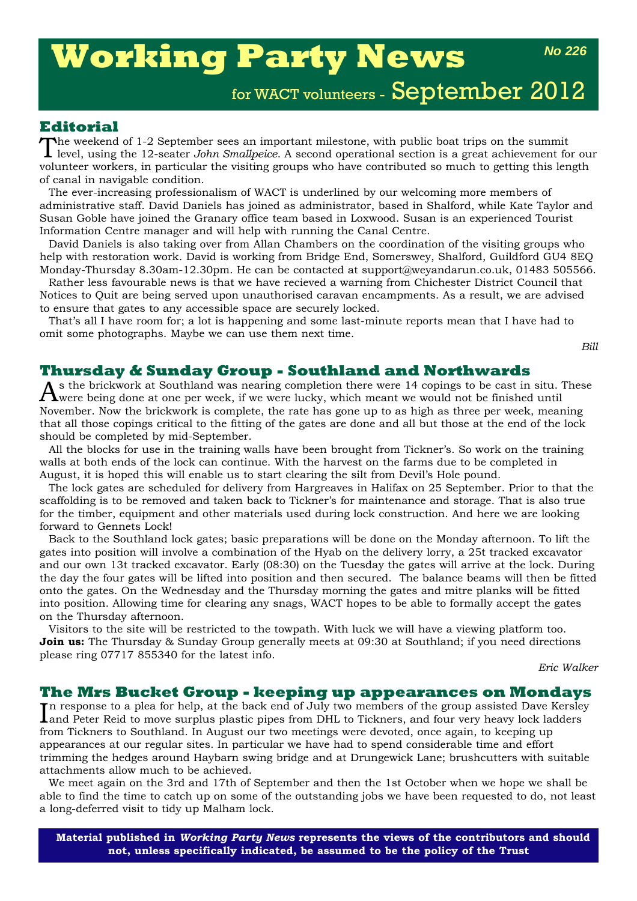# Working Party News

**No 226**

for WACT volunteers - September 2012

## Editorial

The weekend of 1-2 September sees an important milestone, with public boat trips on the summit level, using the 12-seater *John Smallpeice*. A second operational section is a great achievement for our volunteer workers, in particular the visiting groups who have contributed so much to getting this length of canal in navigable condition.

The ever-increasing professionalism of WACT is underlined by our welcoming more members of administrative staff. David Daniels has joined as administrator, based in Shalford, while Kate Taylor and Susan Goble have joined the Granary office team based in Loxwood. Susan is an experienced Tourist Information Centre manager and will help with running the Canal Centre.

David Daniels is also taking over from Allan Chambers on the coordination of the visiting groups who help with restoration work. David is working from Bridge End, Somerswey, Shalford, Guildford GU4 8EQ Monday-Thursday 8.30am-12.30pm. He can be contacted at support@weyandarun.co.uk, 01483 505566.

Rather less favourable news is that we have recieved a warning from Chichester District Council that Notices to Quit are being served upon unauthorised caravan encampments. As a result, we are advised to ensure that gates to any accessible space are securely locked.

That's all I have room for; a lot is happening and some last-minute reports mean that I have had to omit some photographs. Maybe we can use them next time.

*Bill*

## Thursday & Sunday Group - Southland and Northwards

As the brickwork at Southland was nearing completion there were 14 copings to be cast in situ. These were being done at one per week, if we were lucky, which meant we would not be finished until November. Now the brickwork is complete, the rate has gone up to as high as three per week, meaning that all those copings critical to the fitting of the gates are done and all but those at the end of the lock should be completed by mid-September.

All the blocks for use in the training walls have been brought from Tickner's. So work on the training walls at both ends of the lock can continue. With the harvest on the farms due to be completed in August, it is hoped this will enable us to start clearing the silt from Devil's Hole pound.

The lock gates are scheduled for delivery from Hargreaves in Halifax on 25 September. Prior to that the scaffolding is to be removed and taken back to Tickner's for maintenance and storage. That is also true for the timber, equipment and other materials used during lock construction. And here we are looking forward to Gennets Lock!

Back to the Southland lock gates; basic preparations will be done on the Monday afternoon. To lift the gates into position will involve a combination of the Hyab on the delivery lorry, a 25t tracked excavator and our own 13t tracked excavator. Early (08:30) on the Tuesday the gates will arrive at the lock. During the day the four gates will be lifted into position and then secured. The balance beams will then be fitted onto the gates. On the Wednesday and the Thursday morning the gates and mitre planks will be fitted into position. Allowing time for clearing any snags, WACT hopes to be able to formally accept the gates on the Thursday afternoon.

Visitors to the site will be restricted to the towpath. With luck we will have a viewing platform too.

**Join us:** The Thursday & Sunday Group generally meets at 09:30 at Southland; if you need directions please ring 07717 855340 for the latest info.

*Eric Walker*

## The Mrs Bucket Group - keeping up appearances on Mondays

In response to a plea for help, at the back end of July two members of the group assisted Dave Kersley and Peter Reid to move surplus plastic pipes from DHL to Tickners, and four very heavy lock ladders from Tickners to Southland. In August our two meetings were devoted, once again, to keeping up appearances at our regular sites. In particular we have had to spend considerable time and effort trimming the hedges around Haybarn swing bridge and at Drungewick Lane; brushcutters with suitable attachments allow much to be achieved.

We meet again on the 3rd and 17th of September and then the 1st October when we hope we shall be able to find the time to catch up on some of the outstanding jobs we have been requested to do, not least a long-deferred visit to tidy up Malham lock.

**Material published in *Working Party News* represents the views of the contributors and should not, unless specifically indicated, be assumed to be the policy of the Trust**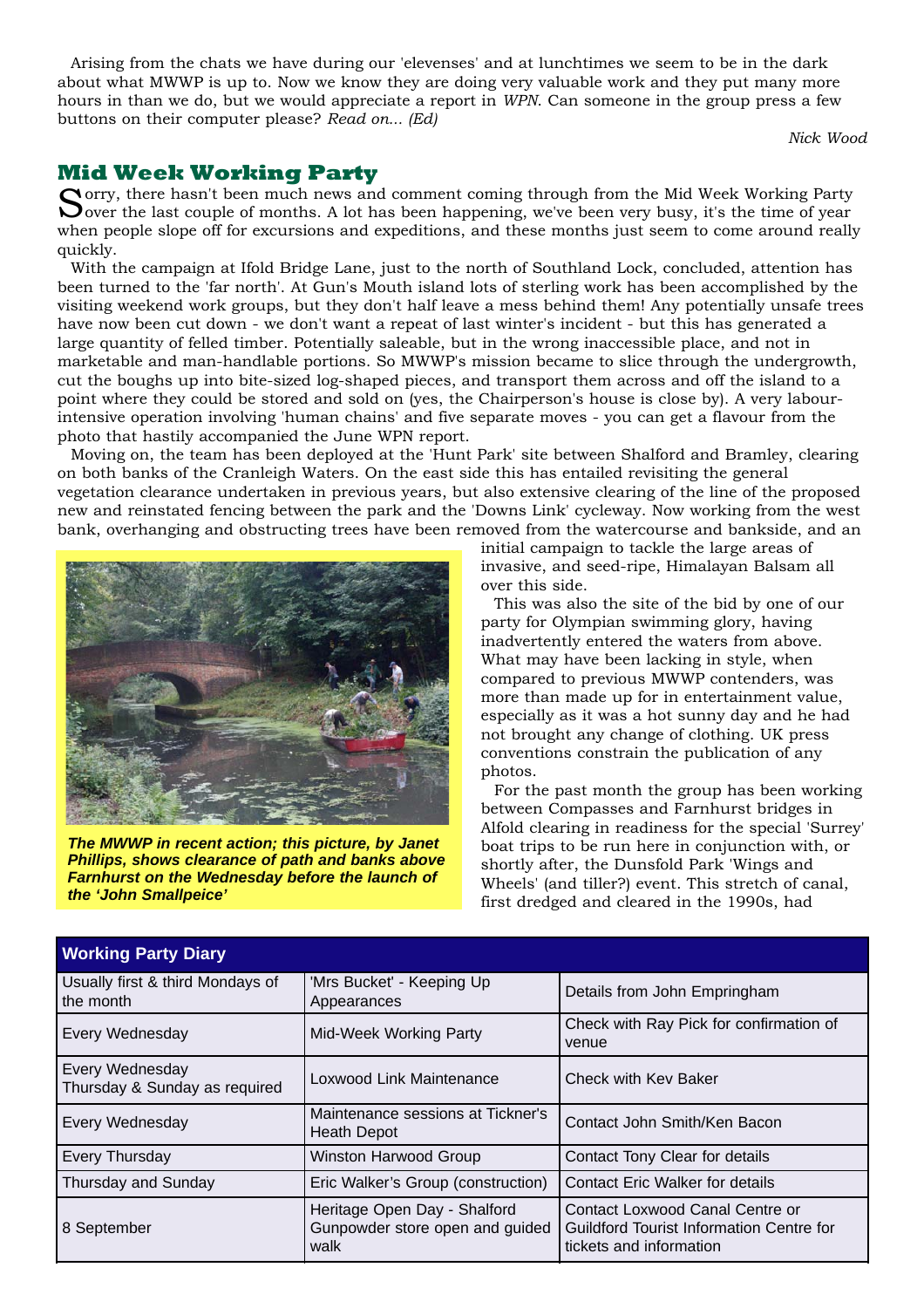Arising from the chats we have during our 'elevenses' and at lunchtimes we seem to be in the dark about what MWWP is up to. Now we know they are doing very valuable work and they put many more hours in than we do, but we would appreciate a report in *WPN*. Can someone in the group press a few buttons on their computer please? *Read on... (Ed)*

*Nick Wood*

## Mid Week Working Party

Sorry, there hasn't been much news and comment coming through from the Mid Week Working Party over the last couple of months. A lot has been happening, we've been very busy, it's the time of year when people slope off for excursions and expeditions, and these months just seem to come around really quickly.

With the campaign at Ifold Bridge Lane, just to the north of Southland Lock, concluded, attention has been turned to the 'far north'. At Gun's Mouth island lots of sterling work has been accomplished by the visiting weekend work groups, but they don't half leave a mess behind them! Any potentially unsafe trees have now been cut down - we don't want a repeat of last winter's incident - but this has generated a large quantity of felled timber. Potentially saleable, but in the wrong inaccessible place, and not in marketable and man-handlable portions. So MWWP's mission became to slice through the undergrowth, cut the boughs up into bite-sized log-shaped pieces, and transport them across and off the island to a point where they could be stored and sold on (yes, the Chairperson's house is close by). A very labour-intensive operation involving 'human chains' and five separate moves - you can get a flavour from the photo that hastily accompanied the June WPN report.

Moving on, the team has been deployed at the 'Hunt Park' site between Shalford and Bramley, clearing on both banks of the Cranleigh Waters. On the east side this has entailed revisiting the general vegetation clearance undertaken in previous years, but also extensive clearing of the line of the proposed new and reinstated fencing between the park and the 'Downs Link' cycleway. Now working from the west bank, overhanging and obstructing trees have been removed from the watercourse and bankside, and an initial campaign to tackle the large areas of invasive, and seed-ripe, Himalayan Balsam all over this side.

***The MWWP in recent action; this picture, by Janet Phillips, shows clearance of path and banks above Farnhurst on the Wednesday before the launch of the 'John Smallpeice'***

This was also the site of the bid by one of our party for Olympian swimming glory, having inadvertently entered the waters from above. What may have been lacking in style, when compared to previous MWWP contenders, was more than made up for in entertainment value, especially as it was a hot sunny day and he had not brought any change of clothing. UK press conventions constrain the publication of any photos.

For the past month the group has been working between Compasses and Farnhurst bridges in Alfold clearing in readiness for the special 'Surrey' boat trips to be run here in conjunction with, or shortly after, the Dunsfold Park 'Wings and Wheels' (and tiller?) event. This stretch of canal, first dredged and cleared in the 1990s, had

| Working Party Diary | | |
|---|---|---|
| Usually first & third Mondays of the month | 'Mrs Bucket' - Keeping Up Appearances | Details from John Empringham |
| Every Wednesday | Mid-Week Working Party | Check with Ray Pick for confirmation of venue |
| Every Wednesday<br>Thursday & Sunday as required | Loxwood Link Maintenance | Check with Kev Baker |
| Every Wednesday | Maintenance sessions at Tickner's Heath Depot | Contact John Smith/Ken Bacon |
| Every Thursday | Winston Harwood Group | Contact Tony Clear for details |
| Thursday and Sunday | Eric Walker's Group (construction) | Contact Eric Walker for details |
| 8 September | Heritage Open Day - Shalford Gunpowder store open and guided walk | Contact Loxwood Canal Centre or Guildford Tourist Information Centre for tickets and information |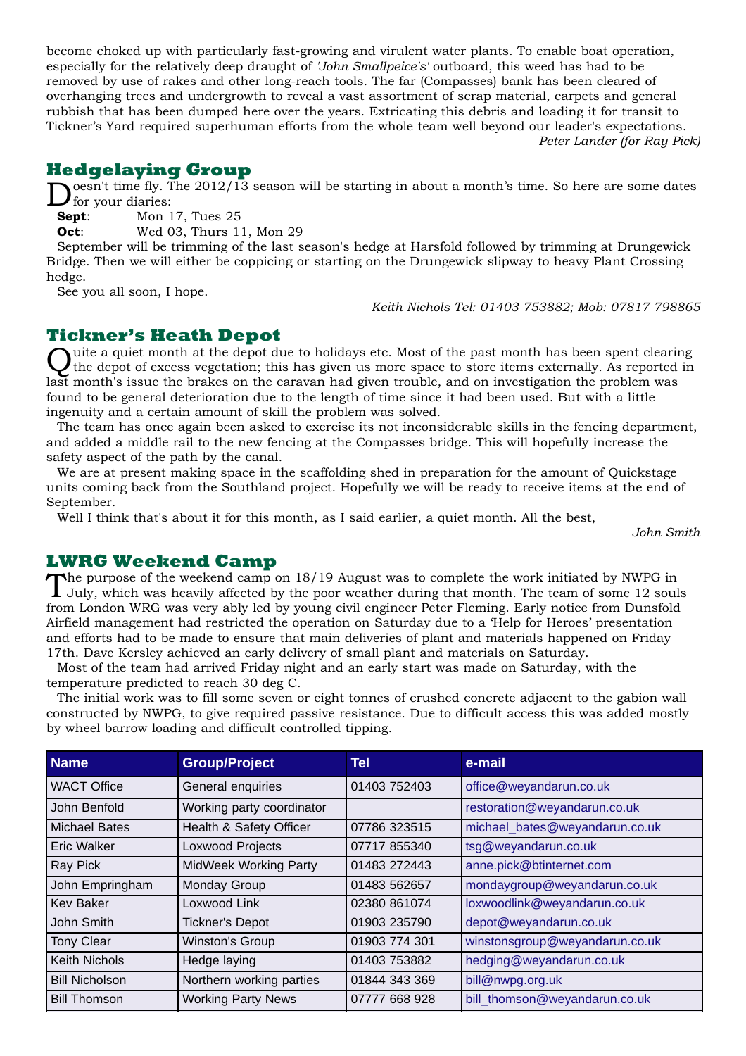become choked up with particularly fast-growing and virulent water plants. To enable boat operation, especially for the relatively deep draught of *'John Smallpeice's'* outboard, this weed has had to be removed by use of rakes and other long-reach tools. The far (Compasses) bank has been cleared of overhanging trees and undergrowth to reveal a vast assortment of scrap material, carpets and general rubbish that has been dumped here over the years. Extricating this debris and loading it for transit to Tickner's Yard required superhuman efforts from the whole team well beyond our leader's expectations.

*Peter Lander (for Ray Pick)*

## Hedgelaying Group

Doesn't time fly. The 2012/13 season will be starting in about a month's time. So here are some dates for your diaries:

**Sept**: Mon 17, Tues 25

**Oct**: Wed 03, Thurs 11, Mon 29

September will be trimming of the last season's hedge at Harsfold followed by trimming at Drungewick Bridge. Then we will either be coppicing or starting on the Drungewick slipway to heavy Plant Crossing hedge.

See you all soon, I hope.

*Keith Nichols Tel: 01403 753882; Mob: 07817 798865*

## Tickner's Heath Depot

Quite a quiet month at the depot due to holidays etc. Most of the past month has been spent clearing the depot of excess vegetation; this has given us more space to store items externally. As reported in last month's issue the brakes on the caravan had given trouble, and on investigation the problem was found to be general deterioration due to the length of time since it had been used. But with a little ingenuity and a certain amount of skill the problem was solved.

The team has once again been asked to exercise its not inconsiderable skills in the fencing department, and added a middle rail to the new fencing at the Compasses bridge. This will hopefully increase the safety aspect of the path by the canal.

We are at present making space in the scaffolding shed in preparation for the amount of Quickstage units coming back from the Southland project. Hopefully we will be ready to receive items at the end of September.

Well I think that's about it for this month, as I said earlier, a quiet month. All the best,

*John Smith*

## LWRG Weekend Camp

The purpose of the weekend camp on 18/19 August was to complete the work initiated by NWPG in July, which was heavily affected by the poor weather during that month. The team of some 12 souls from London WRG was very ably led by young civil engineer Peter Fleming. Early notice from Dunsfold Airfield management had restricted the operation on Saturday due to a 'Help for Heroes' presentation and efforts had to be made to ensure that main deliveries of plant and materials happened on Friday 17th. Dave Kersley achieved an early delivery of small plant and materials on Saturday.

Most of the team had arrived Friday night and an early start was made on Saturday, with the temperature predicted to reach 30 deg C.

The initial work was to fill some seven or eight tonnes of crushed concrete adjacent to the gabion wall constructed by NWPG, to give required passive resistance. Due to difficult access this was added mostly by wheel barrow loading and difficult controlled tipping.

| Name | Group/Project | Tel | e-mail |
|---|---|---|---|
| WACT Office | General enquiries | 01403 752403 | office@weyandarun.co.uk |
| John Benfold | Working party coordinator | | restoration@weyandarun.co.uk |
| Michael Bates | Health & Safety Officer | 07786 323515 | michael_bates@weyandarun.co.uk |
| Eric Walker | Loxwood Projects | 07717 855340 | tsg@weyandarun.co.uk |
| Ray Pick | MidWeek Working Party | 01483 272443 | anne.pick@btinternet.com |
| John Empringham | Monday Group | 01483 562657 | mondaygroup@weyandarun.co.uk |
| Kev Baker | Loxwood Link | 02380 861074 | loxwoodlink@weyandarun.co.uk |
| John Smith | Tickner's Depot | 01903 235790 | depot@weyandarun.co.uk |
| Tony Clear | Winston's Group | 01903 774 301 | winstonsgroup@weyandarun.co.uk |
| Keith Nichols | Hedge laying | 01403 753882 | hedging@weyandarun.co.uk |
| Bill Nicholson | Northern working parties | 01844 343 369 | bill@nwpg.org.uk |
| Bill Thomson | Working Party News | 07777 668 928 | bill_thomson@weyandarun.co.uk |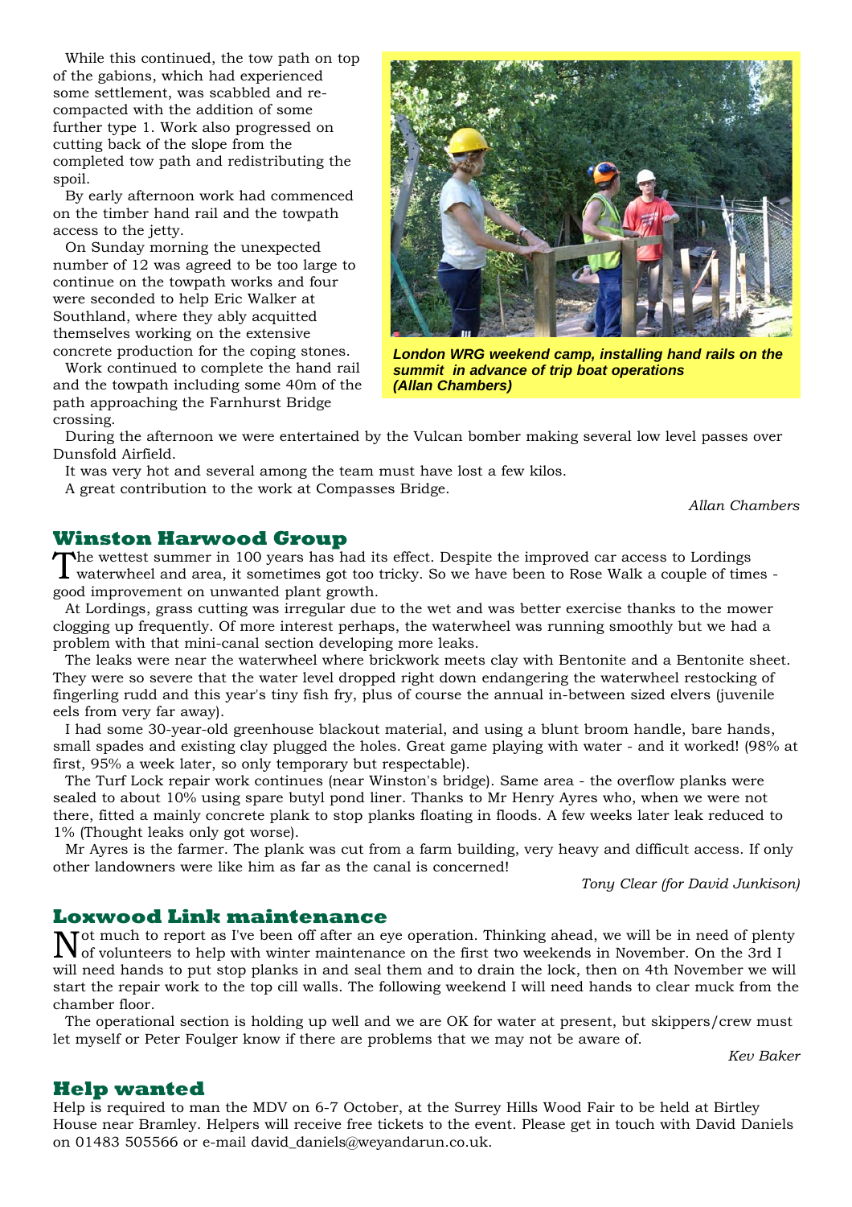While this continued, the tow path on top of the gabions, which had experienced some settlement, was scabbled and re-compacted with the addition of some further type 1. Work also progressed on cutting back of the slope from the completed tow path and redistributing the spoil.

By early afternoon work had commenced on the timber hand rail and the towpath access to the jetty.

On Sunday morning the unexpected number of 12 was agreed to be too large to continue on the towpath works and four were seconded to help Eric Walker at Southland, where they ably acquitted themselves working on the extensive concrete production for the coping stones.

Work continued to complete the hand rail and the towpath including some 40m of the path approaching the Farnhurst Bridge crossing.

***London WRG weekend camp, installing hand rails on the summit in advance of trip boat operations (Allan Chambers)***

During the afternoon we were entertained by the Vulcan bomber making several low level passes over Dunsfold Airfield.

It was very hot and several among the team must have lost a few kilos.

A great contribution to the work at Compasses Bridge.

*Allan Chambers*

## Winston Harwood Group

The wettest summer in 100 years has had its effect. Despite the improved car access to Lordings waterwheel and area, it sometimes got too tricky. So we have been to Rose Walk a couple of times - good improvement on unwanted plant growth.

At Lordings, grass cutting was irregular due to the wet and was better exercise thanks to the mower clogging up frequently. Of more interest perhaps, the waterwheel was running smoothly but we had a problem with that mini-canal section developing more leaks.

The leaks were near the waterwheel where brickwork meets clay with Bentonite and a Bentonite sheet. They were so severe that the water level dropped right down endangering the waterwheel restocking of fingerling rudd and this year's tiny fish fry, plus of course the annual in-between sized elvers (juvenile eels from very far away).

I had some 30-year-old greenhouse blackout material, and using a blunt broom handle, bare hands, small spades and existing clay plugged the holes. Great game playing with water - and it worked! (98% at first, 95% a week later, so only temporary but respectable).

The Turf Lock repair work continues (near Winston's bridge). Same area - the overflow planks were sealed to about 10% using spare butyl pond liner. Thanks to Mr Henry Ayres who, when we were not there, fitted a mainly concrete plank to stop planks floating in floods. A few weeks later leak reduced to 1% (Thought leaks only got worse).

Mr Ayres is the farmer. The plank was cut from a farm building, very heavy and difficult access. If only other landowners were like him as far as the canal is concerned!

*Tony Clear (for David Junkison)*

## Loxwood Link maintenance

Not much to report as I've been off after an eye operation. Thinking ahead, we will be in need of plenty of volunteers to help with winter maintenance on the first two weekends in November. On the 3rd I will need hands to put stop planks in and seal them and to drain the lock, then on 4th November we will start the repair work to the top cill walls. The following weekend I will need hands to clear muck from the chamber floor.

The operational section is holding up well and we are OK for water at present, but skippers/crew must let myself or Peter Foulger know if there are problems that we may not be aware of.

*Kev Baker*

## Help wanted

Help is required to man the MDV on 6-7 October, at the Surrey Hills Wood Fair to be held at Birtley House near Bramley. Helpers will receive free tickets to the event. Please get in touch with David Daniels on 01483 505566 or e-mail david_daniels@weyandarun.co.uk.